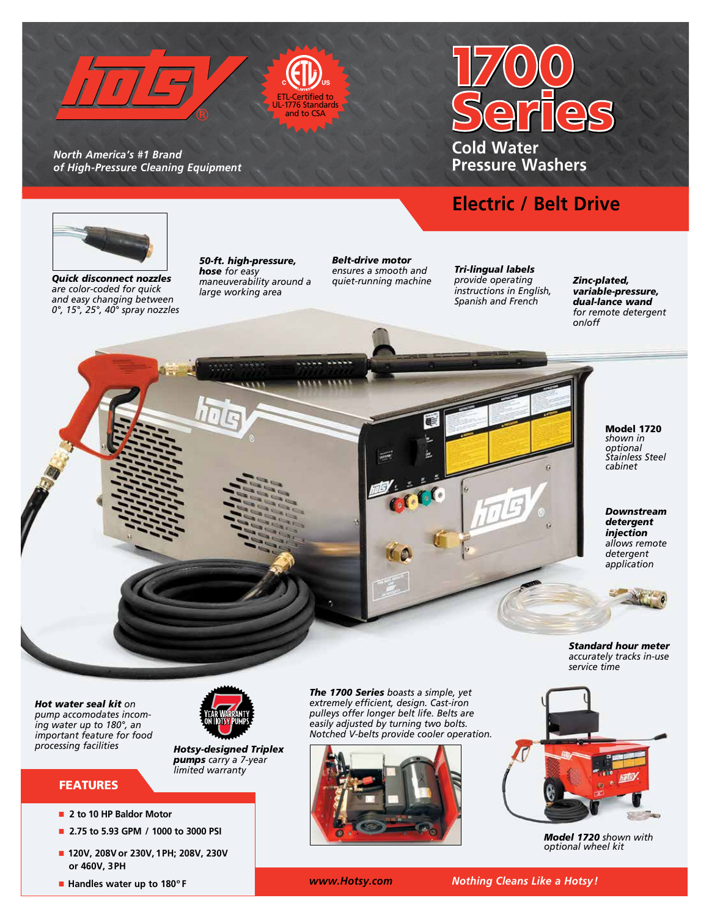# 1700 Series

## Cold Water Pressure Washers

North America's #1 Brand of High-Pressure Cleaning Equipment

ETL-Certified to UL-1776 Standards and to CSA

## Electric / Belt Drive

***Quick disconnect nozzles*** *are color-coded for quick and easy changing between 0°, 15°, 25°, 40° spray nozzles*

***50-ft. high-pressure, hose*** *for easy maneuverability around a large working area*

***Belt-drive motor*** *ensures a smooth and quiet-running machine*

***Tri-lingual labels*** *provide operating instructions in English, Spanish and French*

***Zinc-plated, variable-pressure, dual-lance wand*** *for remote detergent on/off*

**Model 1720** *shown in optional Stainless Steel cabinet*

***Downstream detergent injection*** *allows remote detergent application*

***Standard hour meter*** *accurately tracks in-use service time*

***Hot water seal kit*** *on pump accomodates incoming water up to 180°, an important feature for food processing facilities*

7 YEAR WARRANTY ON HOTSY PUMPS

***Hotsy-designed Triplex pumps*** *carry a 7-year limited warranty*

***The 1700 Series*** *boasts a simple, yet extremely efficient, design. Cast-iron pulleys offer longer belt life. Belts are easily adjusted by turning two bolts. Notched V-belts provide cooler operation.*

***Model 1720*** *shown with optional wheel kit*

## FEATURES

- 2 to 10 HP Baldor Motor
- 2.75 to 5.93 GPM / 1000 to 3000 PSI
- 120V, 208V or 230V, 1PH; 208V, 230V or 460V, 3PH
- Handles water up to 180°F

*www.Hotsy.com*

*Nothing Cleans Like a Hotsy!*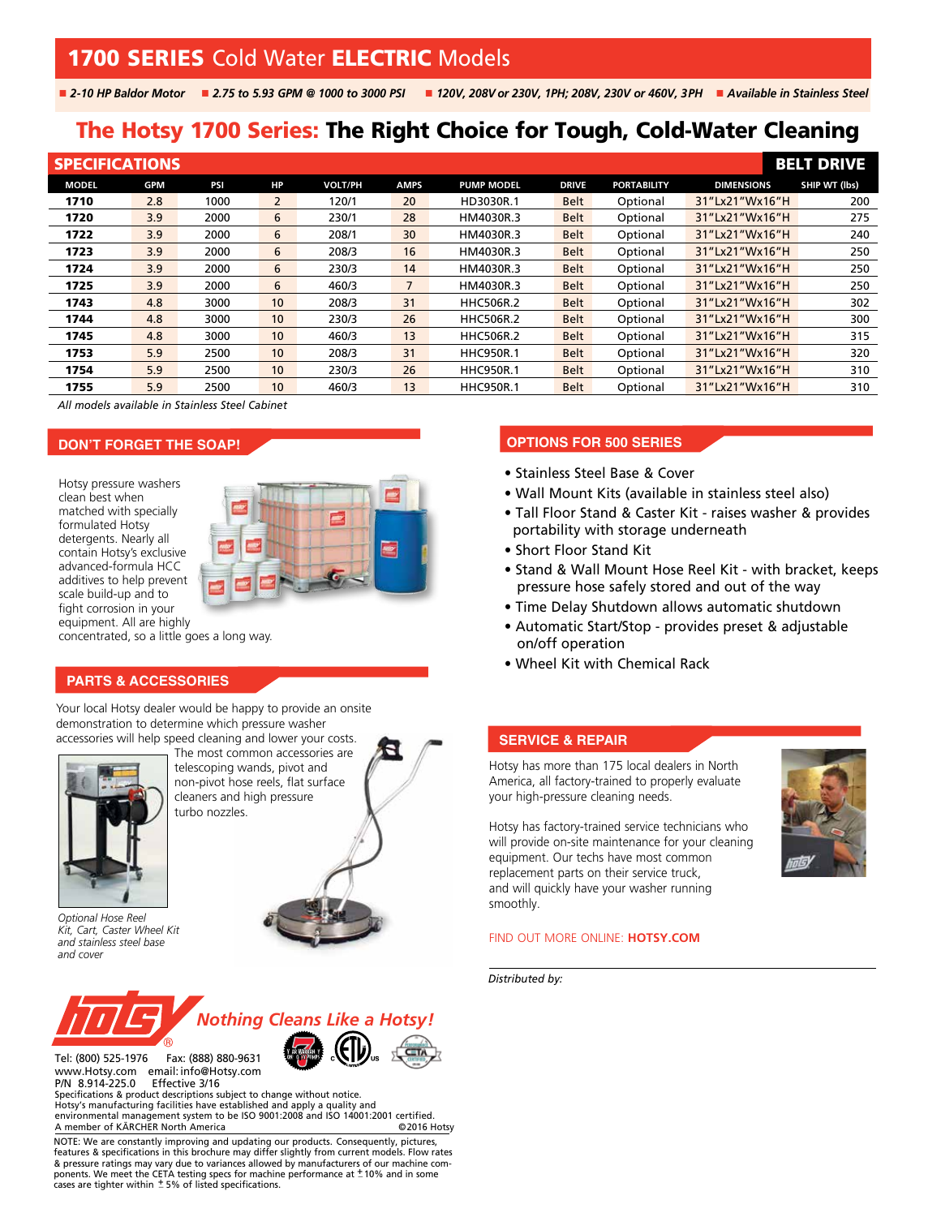# 1700 SERIES Cold Water ELECTRIC Models

- 2-10 HP Baldor Motor
- 2.75 to 5.93 GPM @ 1000 to 3000 PSI
- 120V, 208V or 230V, 1PH; 208V, 230V or 460V, 3PH
- Available in Stainless Steel

## The Hotsy 1700 Series: The Right Choice for Tough, Cold-Water Cleaning

### SPECIFICATIONS — BELT DRIVE

| MODEL | GPM | PSI | HP | VOLT/PH | AMPS | PUMP MODEL | DRIVE | PORTABILITY | DIMENSIONS | SHIP WT (lbs) |
|---|---|---|---|---|---|---|---|---|---|---|
| 1710 | 2.8 | 1000 | 2 | 120/1 | 20 | HD3030R.1 | Belt | Optional | 31"Lx21"Wx16"H | 200 |
| 1720 | 3.9 | 2000 | 6 | 230/1 | 28 | HM4030R.3 | Belt | Optional | 31"Lx21"Wx16"H | 275 |
| 1722 | 3.9 | 2000 | 6 | 208/1 | 30 | HM4030R.3 | Belt | Optional | 31"Lx21"Wx16"H | 240 |
| 1723 | 3.9 | 2000 | 6 | 208/3 | 16 | HM4030R.3 | Belt | Optional | 31"Lx21"Wx16"H | 250 |
| 1724 | 3.9 | 2000 | 6 | 230/3 | 14 | HM4030R.3 | Belt | Optional | 31"Lx21"Wx16"H | 250 |
| 1725 | 3.9 | 2000 | 6 | 460/3 | 7 | HM4030R.3 | Belt | Optional | 31"Lx21"Wx16"H | 250 |
| 1743 | 4.8 | 3000 | 10 | 208/3 | 31 | HHC506R.2 | Belt | Optional | 31"Lx21"Wx16"H | 302 |
| 1744 | 4.8 | 3000 | 10 | 230/3 | 26 | HHC506R.2 | Belt | Optional | 31"Lx21"Wx16"H | 300 |
| 1745 | 4.8 | 3000 | 10 | 460/3 | 13 | HHC506R.2 | Belt | Optional | 31"Lx21"Wx16"H | 315 |
| 1753 | 5.9 | 2500 | 10 | 208/3 | 31 | HHC950R.1 | Belt | Optional | 31"Lx21"Wx16"H | 320 |
| 1754 | 5.9 | 2500 | 10 | 230/3 | 26 | HHC950R.1 | Belt | Optional | 31"Lx21"Wx16"H | 310 |
| 1755 | 5.9 | 2500 | 10 | 460/3 | 13 | HHC950R.1 | Belt | Optional | 31"Lx21"Wx16"H | 310 |

*All models available in Stainless Steel Cabinet*

### DON'T FORGET THE SOAP!

Hotsy pressure washers clean best when matched with specially formulated Hotsy detergents. Nearly all contain Hotsy's exclusive advanced-formula HCC additives to help prevent scale build-up and to fight corrosion in your equipment. All are highly concentrated, so a little goes a long way.

### PARTS & ACCESSORIES

Your local Hotsy dealer would be happy to provide an onsite demonstration to determine which pressure washer accessories will help speed cleaning and lower your costs. The most common accessories are telescoping wands, pivot and non-pivot hose reels, flat surface cleaners and high pressure turbo nozzles.

*Optional Hose Reel Kit, Cart, Caster Wheel Kit and stainless steel base and cover*

### OPTIONS FOR 500 SERIES

- Stainless Steel Base & Cover
- Wall Mount Kits (available in stainless steel also)
- Tall Floor Stand & Caster Kit - raises washer & provides portability with storage underneath
- Short Floor Stand Kit
- Stand & Wall Mount Hose Reel Kit - with bracket, keeps pressure hose safely stored and out of the way
- Time Delay Shutdown allows automatic shutdown
- Automatic Start/Stop - provides preset & adjustable on/off operation
- Wheel Kit with Chemical Rack

### SERVICE & REPAIR

Hotsy has more than 175 local dealers in North America, all factory-trained to properly evaluate your high-pressure cleaning needs.

Hotsy has factory-trained service technicians who will provide on-site maintenance for your cleaning equipment. Our techs have most common replacement parts on their service truck, and will quickly have your washer running smoothly.

FIND OUT MORE ONLINE: **HOTSY.COM**

*Distributed by:*

*Nothing Cleans Like a Hotsy!*

Tel: (800) 525-1976 Fax: (888) 880-9631
www.Hotsy.com email: info@Hotsy.com
P/N 8.914-225.0 Effective 3/16

Specifications & product descriptions subject to change without notice.
Hotsy's manufacturing facilities have established and apply a quality and environmental management system to be ISO 9001:2008 and ISO 14001:2001 certified.
A member of KÄRCHER North America ©2016 Hotsy

NOTE: We are constantly improving and updating our products. Consequently, pictures, features & specifications in this brochure may differ slightly from current models. Flow rates & pressure ratings may vary due to variances allowed by manufacturers of our machine components. We meet the CETA testing specs for machine performance at ±10% and in some cases are tighter within ±5% of listed specifications.